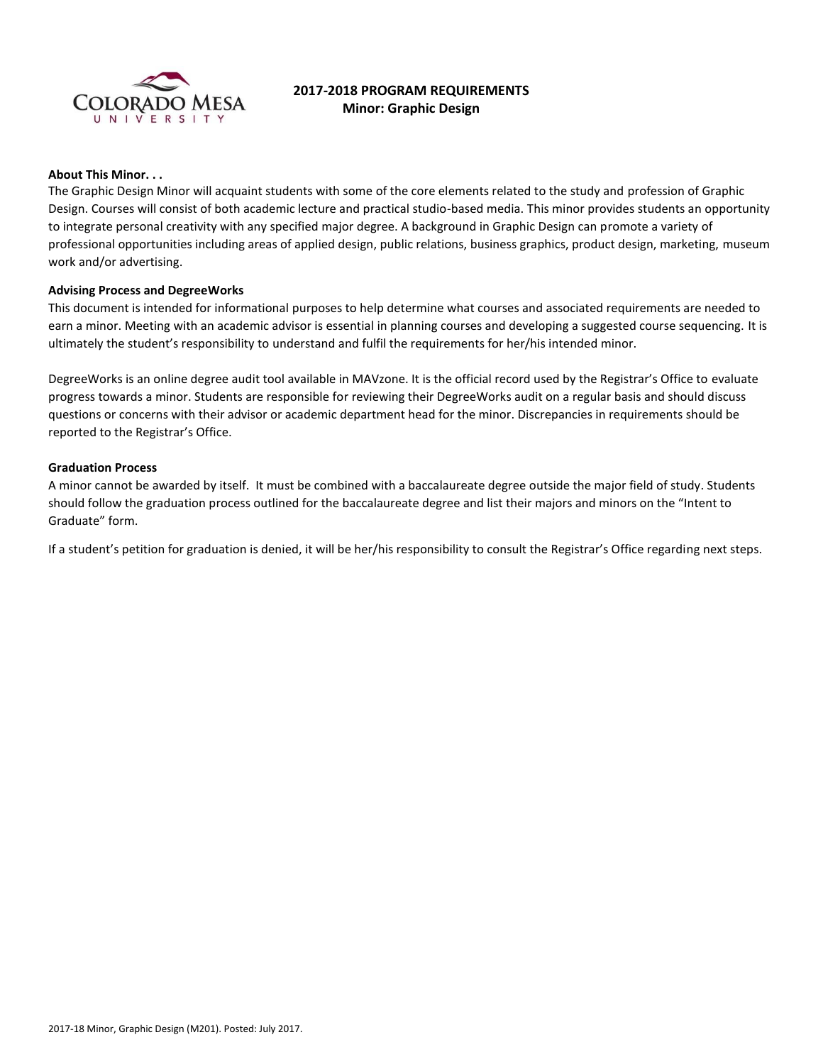# 2017-2018 PROGRAM REQUIREMENTS
## Minor: Graphic Design

### About This Minor. . .

The Graphic Design Minor will acquaint students with some of the core elements related to the study and profession of Graphic Design. Courses will consist of both academic lecture and practical studio-based media. This minor provides students an opportunity to integrate personal creativity with any specified major degree. A background in Graphic Design can promote a variety of professional opportunities including areas of applied design, public relations, business graphics, product design, marketing, museum work and/or advertising.

### Advising Process and DegreeWorks

This document is intended for informational purposes to help determine what courses and associated requirements are needed to earn a minor. Meeting with an academic advisor is essential in planning courses and developing a suggested course sequencing. It is ultimately the student's responsibility to understand and fulfil the requirements for her/his intended minor.

DegreeWorks is an online degree audit tool available in MAVzone. It is the official record used by the Registrar's Office to evaluate progress towards a minor. Students are responsible for reviewing their DegreeWorks audit on a regular basis and should discuss questions or concerns with their advisor or academic department head for the minor. Discrepancies in requirements should be reported to the Registrar's Office.

### Graduation Process

A minor cannot be awarded by itself. It must be combined with a baccalaureate degree outside the major field of study. Students should follow the graduation process outlined for the baccalaureate degree and list their majors and minors on the "Intent to Graduate" form.

If a student's petition for graduation is denied, it will be her/his responsibility to consult the Registrar's Office regarding next steps.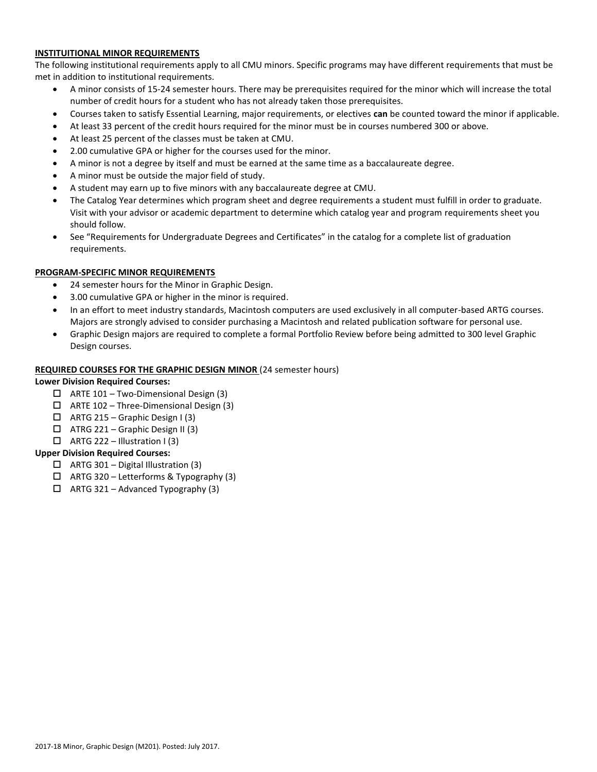## INSTITUITIONAL MINOR REQUIREMENTS

The following institutional requirements apply to all CMU minors. Specific programs may have different requirements that must be met in addition to institutional requirements.

- A minor consists of 15-24 semester hours. There may be prerequisites required for the minor which will increase the total number of credit hours for a student who has not already taken those prerequisites.
- Courses taken to satisfy Essential Learning, major requirements, or electives **can** be counted toward the minor if applicable.
- At least 33 percent of the credit hours required for the minor must be in courses numbered 300 or above.
- At least 25 percent of the classes must be taken at CMU.
- 2.00 cumulative GPA or higher for the courses used for the minor.
- A minor is not a degree by itself and must be earned at the same time as a baccalaureate degree.
- A minor must be outside the major field of study.
- A student may earn up to five minors with any baccalaureate degree at CMU.
- The Catalog Year determines which program sheet and degree requirements a student must fulfill in order to graduate. Visit with your advisor or academic department to determine which catalog year and program requirements sheet you should follow.
- See "Requirements for Undergraduate Degrees and Certificates" in the catalog for a complete list of graduation requirements.

## PROGRAM-SPECIFIC MINOR REQUIREMENTS

- 24 semester hours for the Minor in Graphic Design.
- 3.00 cumulative GPA or higher in the minor is required.
- In an effort to meet industry standards, Macintosh computers are used exclusively in all computer-based ARTG courses. Majors are strongly advised to consider purchasing a Macintosh and related publication software for personal use.
- Graphic Design majors are required to complete a formal Portfolio Review before being admitted to 300 level Graphic Design courses.

## REQUIRED COURSES FOR THE GRAPHIC DESIGN MINOR (24 semester hours)

**Lower Division Required Courses:**

- ☐ ARTE 101 – Two-Dimensional Design (3)
- ☐ ARTE 102 – Three-Dimensional Design (3)
- ☐ ARTG 215 – Graphic Design I (3)
- ☐ ATRG 221 – Graphic Design II (3)
- ☐ ARTG 222 – Illustration I (3)

**Upper Division Required Courses:**

- ☐ ARTG 301 – Digital Illustration (3)
- ☐ ARTG 320 – Letterforms & Typography (3)
- ☐ ARTG 321 – Advanced Typography (3)

2017-18 Minor, Graphic Design (M201). Posted: July 2017.